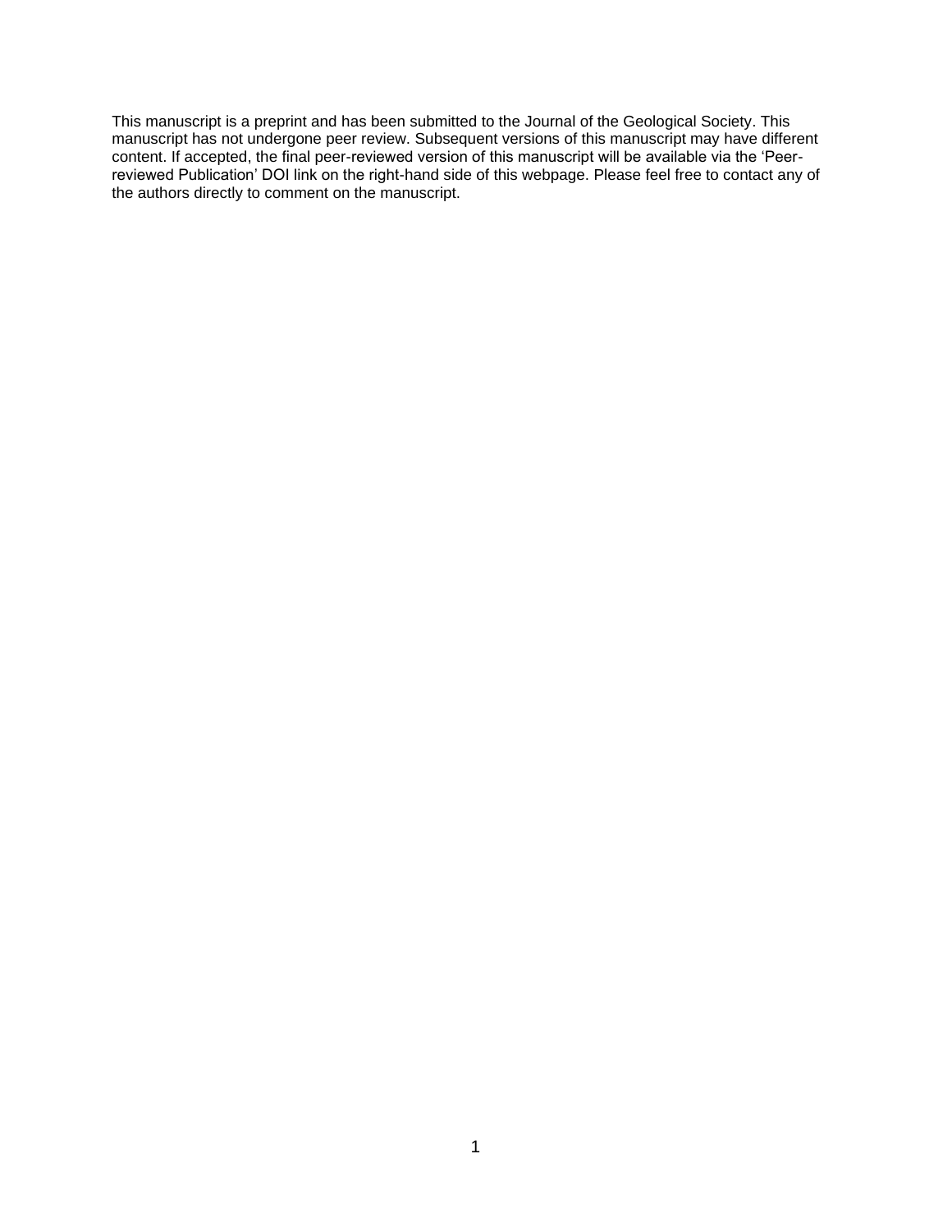This manuscript is a preprint and has been submitted to the Journal of the Geological Society. This manuscript has not undergone peer review. Subsequent versions of this manuscript may have different content. If accepted, the final peer-reviewed version of this manuscript will be available via the 'Peer-reviewed Publication' DOI link on the right-hand side of this webpage. Please feel free to contact any of the authors directly to comment on the manuscript.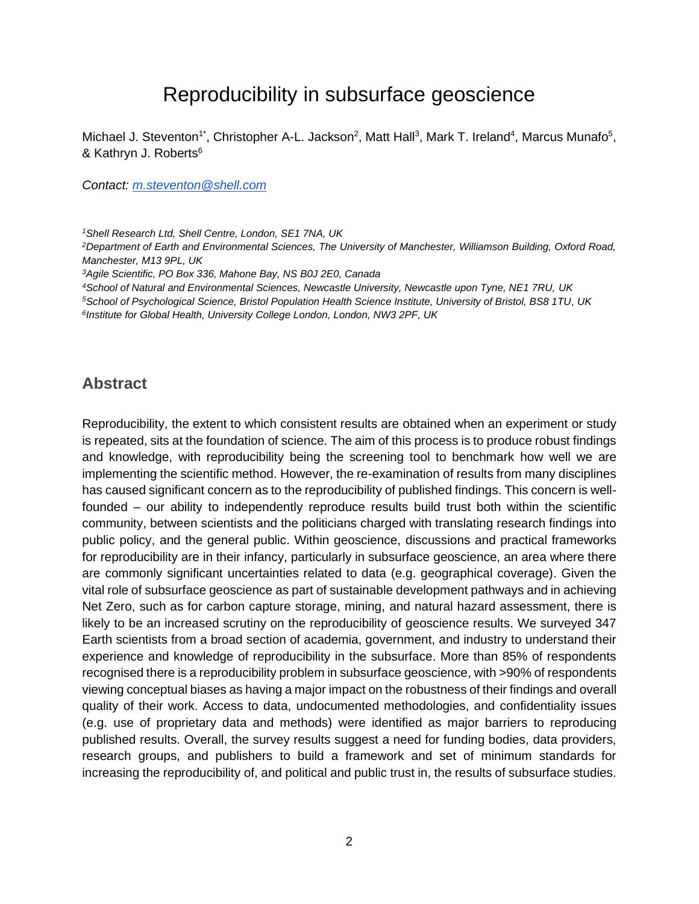# Reproducibility in subsurface geoscience

Michael J. Steventon[1*], Christopher A-L. Jackson[2], Matt Hall[3], Mark T. Ireland[4], Marcus Munafo[5], & Kathryn J. Roberts[6]

*Contact: m.steventon@shell.com*

*[1]Shell Research Ltd, Shell Centre, London, SE1 7NA, UK*
*[2]Department of Earth and Environmental Sciences, The University of Manchester, Williamson Building, Oxford Road, Manchester, M13 9PL, UK*
*[3]Agile Scientific, PO Box 336, Mahone Bay, NS B0J 2E0, Canada*
*[4]School of Natural and Environmental Sciences, Newcastle University, Newcastle upon Tyne, NE1 7RU, UK*
*[5]School of Psychological Science, Bristol Population Health Science Institute, University of Bristol, BS8 1TU, UK*
*[6]Institute for Global Health, University College London, London, NW3 2PF, UK*

## Abstract

Reproducibility, the extent to which consistent results are obtained when an experiment or study is repeated, sits at the foundation of science. The aim of this process is to produce robust findings and knowledge, with reproducibility being the screening tool to benchmark how well we are implementing the scientific method. However, the re-examination of results from many disciplines has caused significant concern as to the reproducibility of published findings. This concern is well-founded – our ability to independently reproduce results build trust both within the scientific community, between scientists and the politicians charged with translating research findings into public policy, and the general public. Within geoscience, discussions and practical frameworks for reproducibility are in their infancy, particularly in subsurface geoscience, an area where there are commonly significant uncertainties related to data (e.g. geographical coverage). Given the vital role of subsurface geoscience as part of sustainable development pathways and in achieving Net Zero, such as for carbon capture storage, mining, and natural hazard assessment, there is likely to be an increased scrutiny on the reproducibility of geoscience results. We surveyed 347 Earth scientists from a broad section of academia, government, and industry to understand their experience and knowledge of reproducibility in the subsurface. More than 85% of respondents recognised there is a reproducibility problem in subsurface geoscience, with >90% of respondents viewing conceptual biases as having a major impact on the robustness of their findings and overall quality of their work. Access to data, undocumented methodologies, and confidentiality issues (e.g. use of proprietary data and methods) were identified as major barriers to reproducing published results. Overall, the survey results suggest a need for funding bodies, data providers, research groups, and publishers to build a framework and set of minimum standards for increasing the reproducibility of, and political and public trust in, the results of subsurface studies.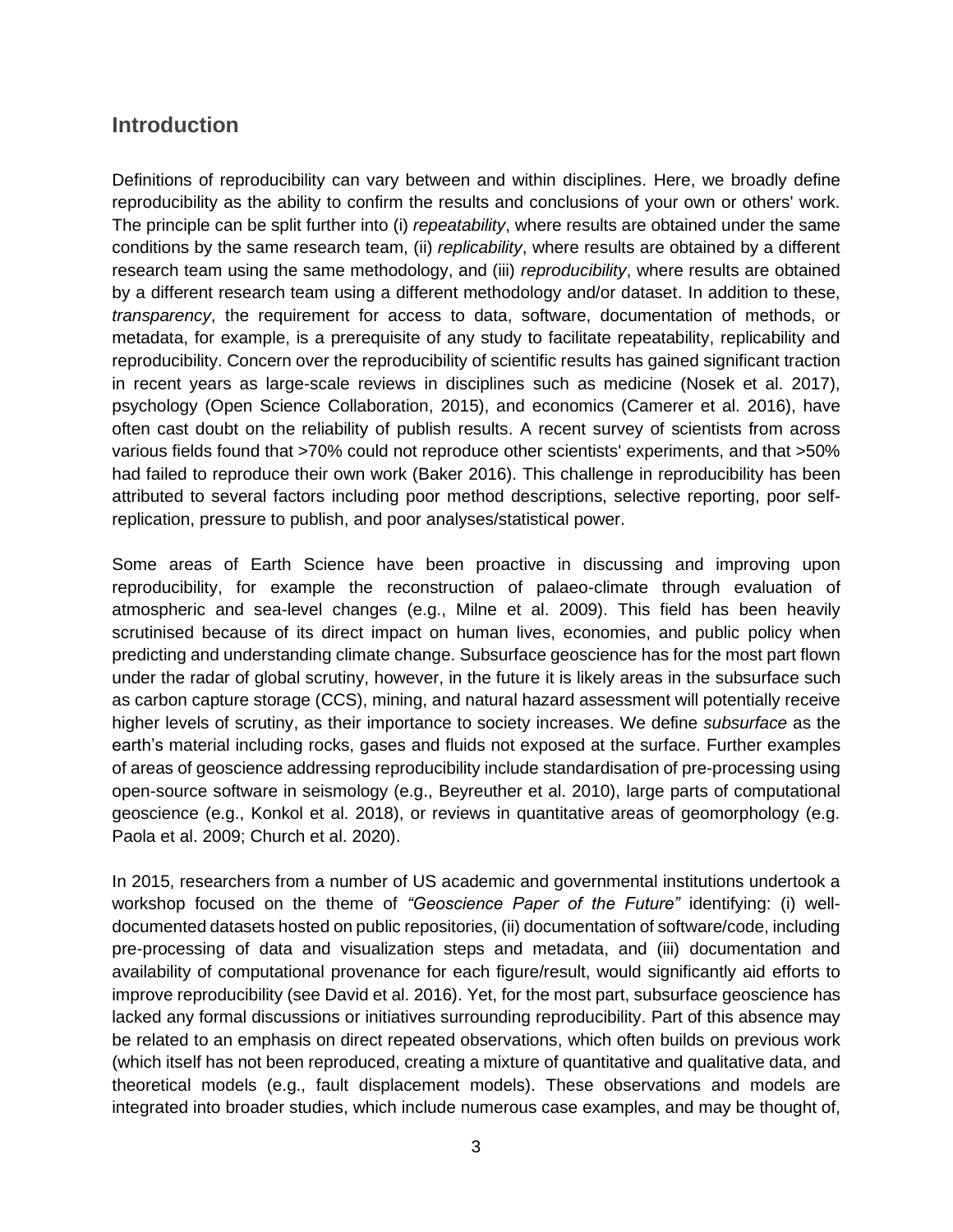## Introduction

Definitions of reproducibility can vary between and within disciplines. Here, we broadly define reproducibility as the ability to confirm the results and conclusions of your own or others' work. The principle can be split further into (i) *repeatability*, where results are obtained under the same conditions by the same research team, (ii) *replicability*, where results are obtained by a different research team using the same methodology, and (iii) *reproducibility*, where results are obtained by a different research team using a different methodology and/or dataset. In addition to these, *transparency*, the requirement for access to data, software, documentation of methods, or metadata, for example, is a prerequisite of any study to facilitate repeatability, replicability and reproducibility. Concern over the reproducibility of scientific results has gained significant traction in recent years as large-scale reviews in disciplines such as medicine (Nosek et al. 2017), psychology (Open Science Collaboration, 2015), and economics (Camerer et al. 2016), have often cast doubt on the reliability of publish results. A recent survey of scientists from across various fields found that >70% could not reproduce other scientists' experiments, and that >50% had failed to reproduce their own work (Baker 2016). This challenge in reproducibility has been attributed to several factors including poor method descriptions, selective reporting, poor self-replication, pressure to publish, and poor analyses/statistical power.

Some areas of Earth Science have been proactive in discussing and improving upon reproducibility, for example the reconstruction of palaeo-climate through evaluation of atmospheric and sea-level changes (e.g., Milne et al. 2009). This field has been heavily scrutinised because of its direct impact on human lives, economies, and public policy when predicting and understanding climate change. Subsurface geoscience has for the most part flown under the radar of global scrutiny, however, in the future it is likely areas in the subsurface such as carbon capture storage (CCS), mining, and natural hazard assessment will potentially receive higher levels of scrutiny, as their importance to society increases. We define *subsurface* as the earth's material including rocks, gases and fluids not exposed at the surface. Further examples of areas of geoscience addressing reproducibility include standardisation of pre-processing using open-source software in seismology (e.g., Beyreuther et al. 2010), large parts of computational geoscience (e.g., Konkol et al. 2018), or reviews in quantitative areas of geomorphology (e.g. Paola et al. 2009; Church et al. 2020).

In 2015, researchers from a number of US academic and governmental institutions undertook a workshop focused on the theme of *"Geoscience Paper of the Future"* identifying: (i) well-documented datasets hosted on public repositories, (ii) documentation of software/code, including pre-processing of data and visualization steps and metadata, and (iii) documentation and availability of computational provenance for each figure/result, would significantly aid efforts to improve reproducibility (see David et al. 2016). Yet, for the most part, subsurface geoscience has lacked any formal discussions or initiatives surrounding reproducibility. Part of this absence may be related to an emphasis on direct repeated observations, which often builds on previous work (which itself has not been reproduced, creating a mixture of quantitative and qualitative data, and theoretical models (e.g., fault displacement models). These observations and models are integrated into broader studies, which include numerous case examples, and may be thought of,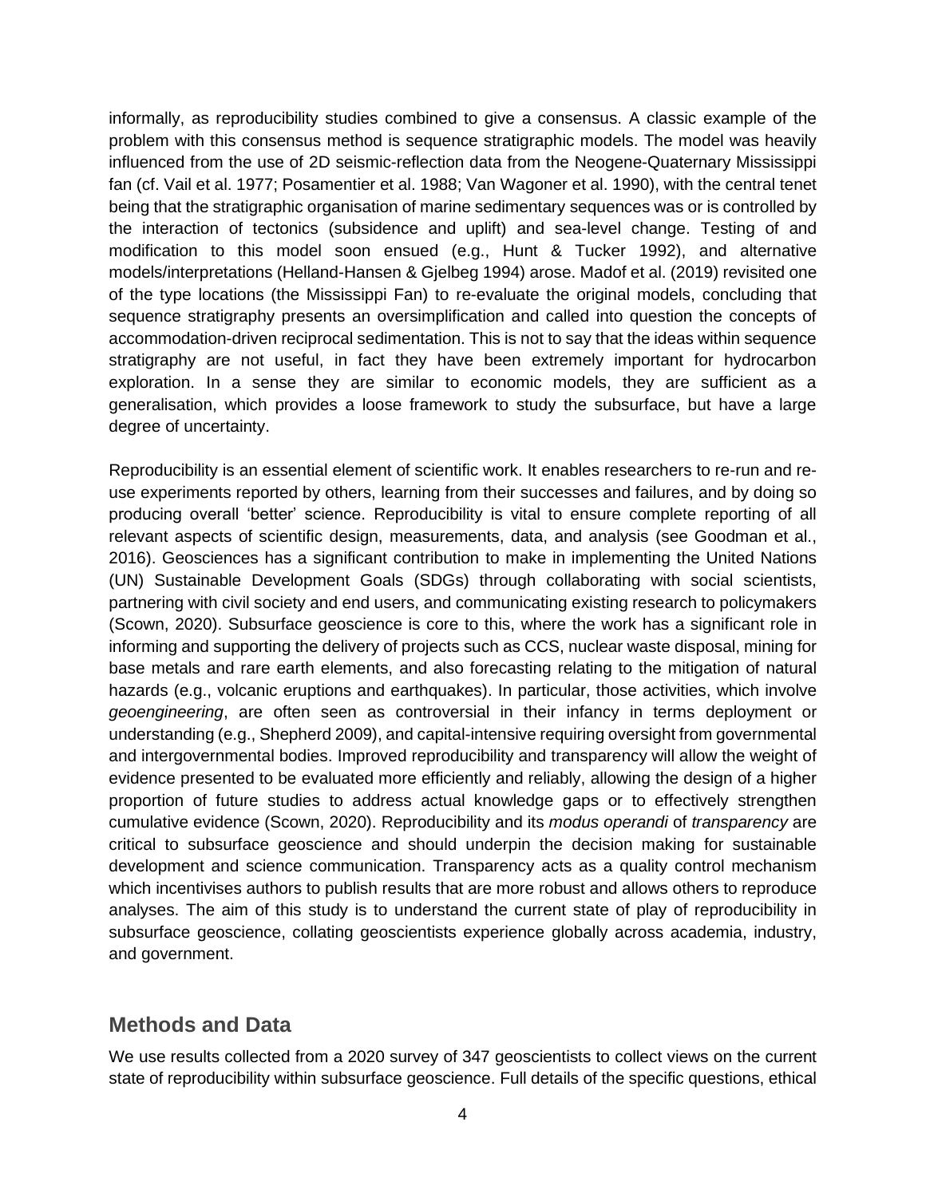informally, as reproducibility studies combined to give a consensus. A classic example of the problem with this consensus method is sequence stratigraphic models. The model was heavily influenced from the use of 2D seismic-reflection data from the Neogene-Quaternary Mississippi fan (cf. Vail et al. 1977; Posamentier et al. 1988; Van Wagoner et al. 1990), with the central tenet being that the stratigraphic organisation of marine sedimentary sequences was or is controlled by the interaction of tectonics (subsidence and uplift) and sea-level change. Testing of and modification to this model soon ensued (e.g., Hunt & Tucker 1992), and alternative models/interpretations (Helland-Hansen & Gjelberg 1994) arose. Madof et al. (2019) revisited one of the type locations (the Mississippi Fan) to re-evaluate the original models, concluding that sequence stratigraphy presents an oversimplification and called into question the concepts of accommodation-driven reciprocal sedimentation. This is not to say that the ideas within sequence stratigraphy are not useful, in fact they have been extremely important for hydrocarbon exploration. In a sense they are similar to economic models, they are sufficient as a generalisation, which provides a loose framework to study the subsurface, but have a large degree of uncertainty.

Reproducibility is an essential element of scientific work. It enables researchers to re-run and re-use experiments reported by others, learning from their successes and failures, and by doing so producing overall 'better' science. Reproducibility is vital to ensure complete reporting of all relevant aspects of scientific design, measurements, data, and analysis (see Goodman et al., 2016). Geosciences has a significant contribution to make in implementing the United Nations (UN) Sustainable Development Goals (SDGs) through collaborating with social scientists, partnering with civil society and end users, and communicating existing research to policymakers (Scown, 2020). Subsurface geoscience is core to this, where the work has a significant role in informing and supporting the delivery of projects such as CCS, nuclear waste disposal, mining for base metals and rare earth elements, and also forecasting relating to the mitigation of natural hazards (e.g., volcanic eruptions and earthquakes). In particular, those activities, which involve *geoengineering*, are often seen as controversial in their infancy in terms deployment or understanding (e.g., Shepherd 2009), and capital-intensive requiring oversight from governmental and intergovernmental bodies. Improved reproducibility and transparency will allow the weight of evidence presented to be evaluated more efficiently and reliably, allowing the design of a higher proportion of future studies to address actual knowledge gaps or to effectively strengthen cumulative evidence (Scown, 2020). Reproducibility and its *modus operandi* of *transparency* are critical to subsurface geoscience and should underpin the decision making for sustainable development and science communication. Transparency acts as a quality control mechanism which incentivises authors to publish results that are more robust and allows others to reproduce analyses. The aim of this study is to understand the current state of play of reproducibility in subsurface geoscience, collating geoscientists experience globally across academia, industry, and government.

## Methods and Data

We use results collected from a 2020 survey of 347 geoscientists to collect views on the current state of reproducibility within subsurface geoscience. Full details of the specific questions, ethical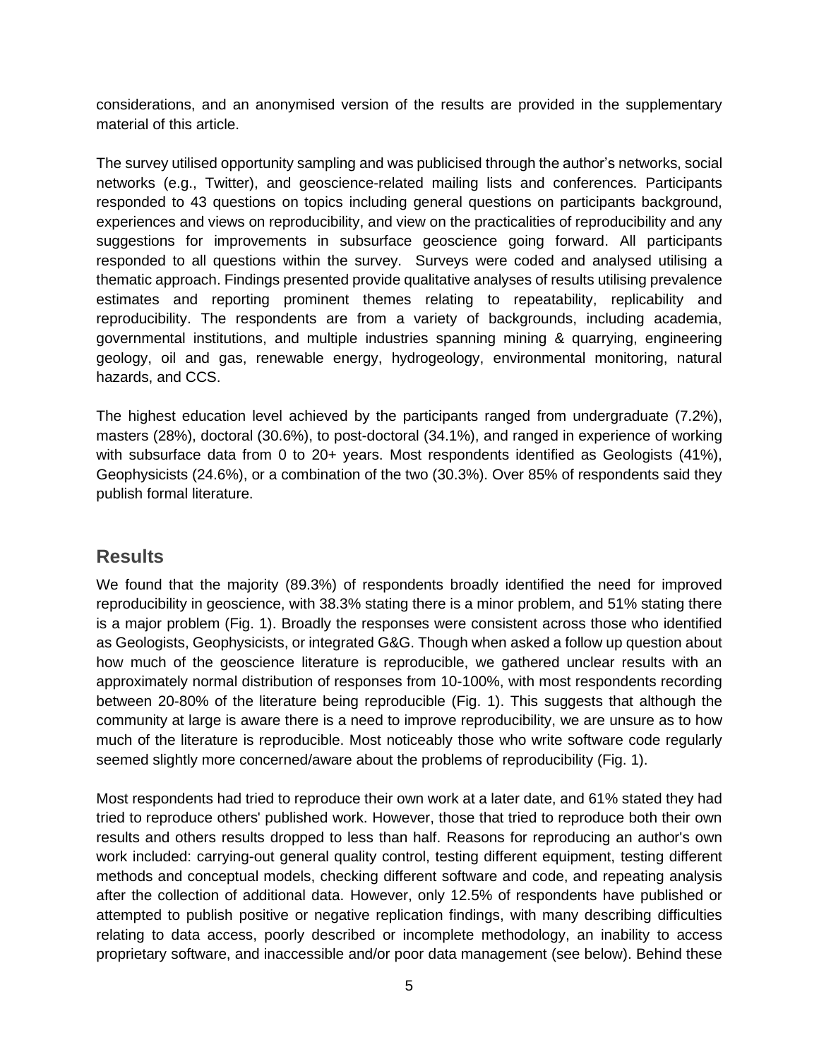considerations, and an anonymised version of the results are provided in the supplementary material of this article.

The survey utilised opportunity sampling and was publicised through the author's networks, social networks (e.g., Twitter), and geoscience-related mailing lists and conferences. Participants responded to 43 questions on topics including general questions on participants background, experiences and views on reproducibility, and view on the practicalities of reproducibility and any suggestions for improvements in subsurface geoscience going forward. All participants responded to all questions within the survey. Surveys were coded and analysed utilising a thematic approach. Findings presented provide qualitative analyses of results utilising prevalence estimates and reporting prominent themes relating to repeatability, replicability and reproducibility. The respondents are from a variety of backgrounds, including academia, governmental institutions, and multiple industries spanning mining & quarrying, engineering geology, oil and gas, renewable energy, hydrogeology, environmental monitoring, natural hazards, and CCS.

The highest education level achieved by the participants ranged from undergraduate (7.2%), masters (28%), doctoral (30.6%), to post-doctoral (34.1%), and ranged in experience of working with subsurface data from 0 to 20+ years. Most respondents identified as Geologists (41%), Geophysicists (24.6%), or a combination of the two (30.3%). Over 85% of respondents said they publish formal literature.

## Results

We found that the majority (89.3%) of respondents broadly identified the need for improved reproducibility in geoscience, with 38.3% stating there is a minor problem, and 51% stating there is a major problem (Fig. 1). Broadly the responses were consistent across those who identified as Geologists, Geophysicists, or integrated G&G. Though when asked a follow up question about how much of the geoscience literature is reproducible, we gathered unclear results with an approximately normal distribution of responses from 10-100%, with most respondents recording between 20-80% of the literature being reproducible (Fig. 1). This suggests that although the community at large is aware there is a need to improve reproducibility, we are unsure as to how much of the literature is reproducible. Most noticeably those who write software code regularly seemed slightly more concerned/aware about the problems of reproducibility (Fig. 1).

Most respondents had tried to reproduce their own work at a later date, and 61% stated they had tried to reproduce others' published work. However, those that tried to reproduce both their own results and others results dropped to less than half. Reasons for reproducing an author's own work included: carrying-out general quality control, testing different equipment, testing different methods and conceptual models, checking different software and code, and repeating analysis after the collection of additional data. However, only 12.5% of respondents have published or attempted to publish positive or negative replication findings, with many describing difficulties relating to data access, poorly described or incomplete methodology, an inability to access proprietary software, and inaccessible and/or poor data management (see below). Behind these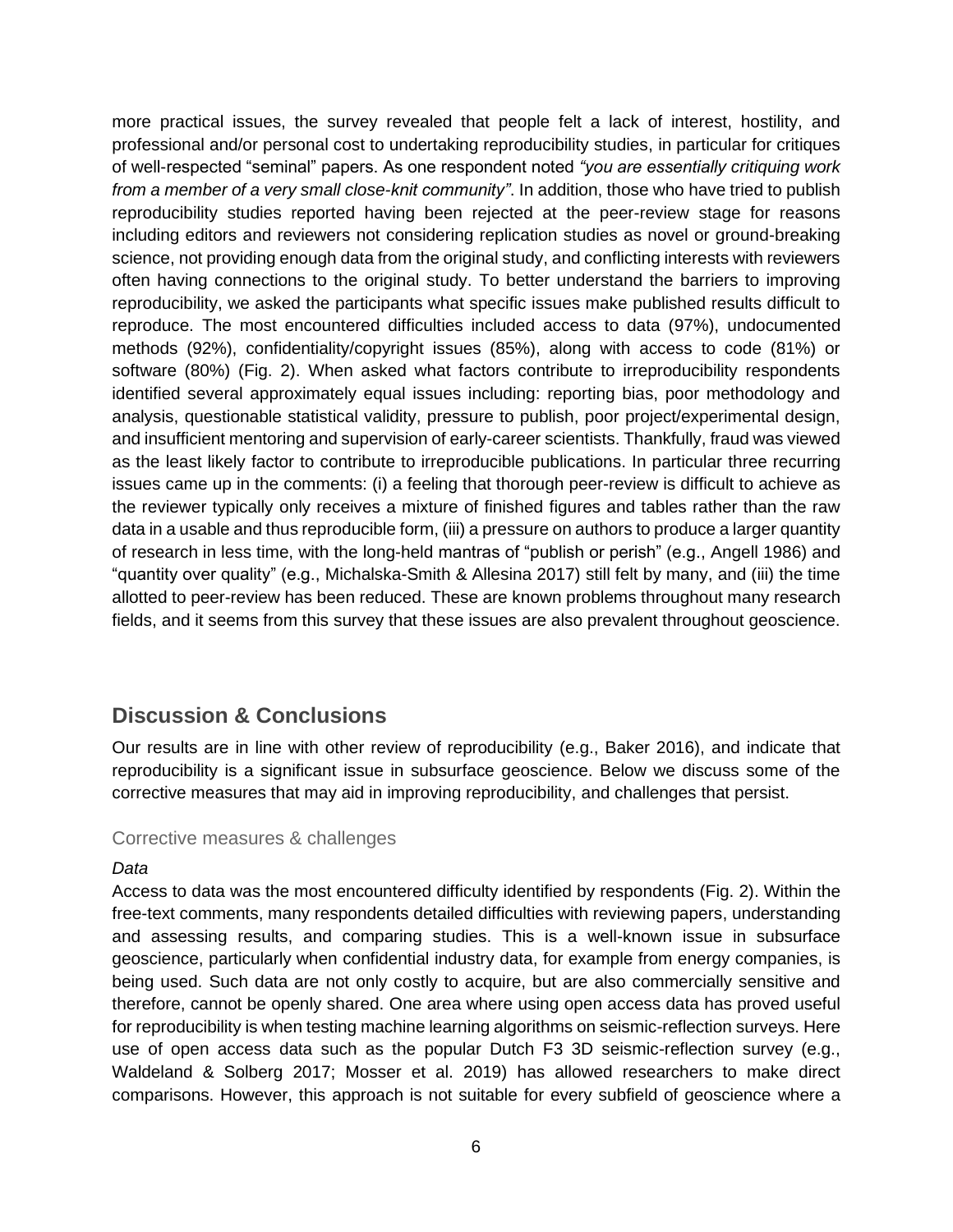more practical issues, the survey revealed that people felt a lack of interest, hostility, and professional and/or personal cost to undertaking reproducibility studies, in particular for critiques of well-respected "seminal" papers. As one respondent noted *"you are essentially critiquing work from a member of a very small close-knit community"*. In addition, those who have tried to publish reproducibility studies reported having been rejected at the peer-review stage for reasons including editors and reviewers not considering replication studies as novel or ground-breaking science, not providing enough data from the original study, and conflicting interests with reviewers often having connections to the original study. To better understand the barriers to improving reproducibility, we asked the participants what specific issues make published results difficult to reproduce. The most encountered difficulties included access to data (97%), undocumented methods (92%), confidentiality/copyright issues (85%), along with access to code (81%) or software (80%) (Fig. 2). When asked what factors contribute to irreproducibility respondents identified several approximately equal issues including: reporting bias, poor methodology and analysis, questionable statistical validity, pressure to publish, poor project/experimental design, and insufficient mentoring and supervision of early-career scientists. Thankfully, fraud was viewed as the least likely factor to contribute to irreproducible publications. In particular three recurring issues came up in the comments: (i) a feeling that thorough peer-review is difficult to achieve as the reviewer typically only receives a mixture of finished figures and tables rather than the raw data in a usable and thus reproducible form, (iii) a pressure on authors to produce a larger quantity of research in less time, with the long-held mantras of "publish or perish" (e.g., Angell 1986) and "quantity over quality" (e.g., Michalska-Smith & Allesina 2017) still felt by many, and (iii) the time allotted to peer-review has been reduced. These are known problems throughout many research fields, and it seems from this survey that these issues are also prevalent throughout geoscience.

## Discussion & Conclusions

Our results are in line with other review of reproducibility (e.g., Baker 2016), and indicate that reproducibility is a significant issue in subsurface geoscience. Below we discuss some of the corrective measures that may aid in improving reproducibility, and challenges that persist.

### Corrective measures & challenges

#### *Data*

Access to data was the most encountered difficulty identified by respondents (Fig. 2). Within the free-text comments, many respondents detailed difficulties with reviewing papers, understanding and assessing results, and comparing studies. This is a well-known issue in subsurface geoscience, particularly when confidential industry data, for example from energy companies, is being used. Such data are not only costly to acquire, but are also commercially sensitive and therefore, cannot be openly shared. One area where using open access data has proved useful for reproducibility is when testing machine learning algorithms on seismic-reflection surveys. Here use of open access data such as the popular Dutch F3 3D seismic-reflection survey (e.g., Waldeland & Solberg 2017; Mosser et al. 2019) has allowed researchers to make direct comparisons. However, this approach is not suitable for every subfield of geoscience where a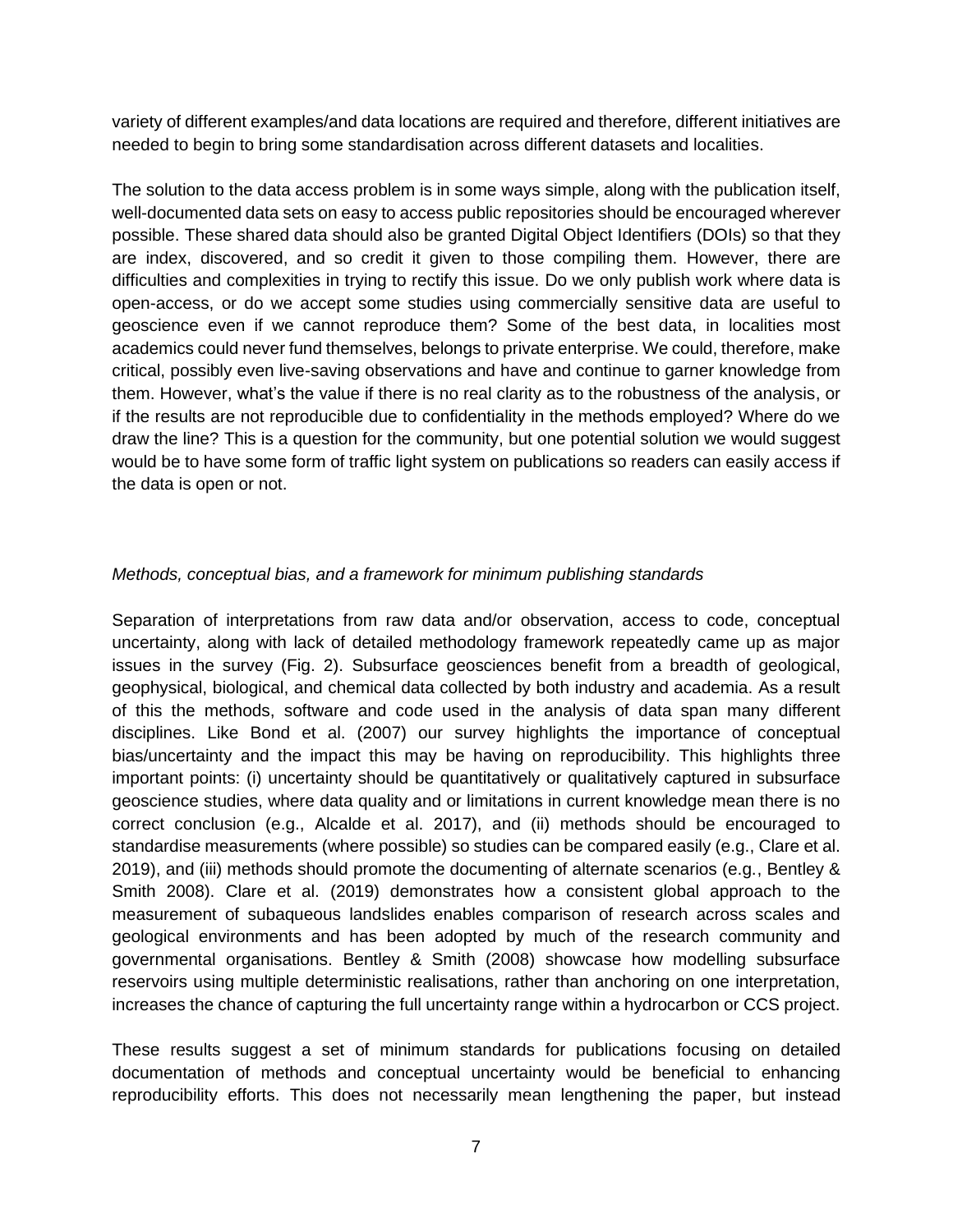variety of different examples/and data locations are required and therefore, different initiatives are needed to begin to bring some standardisation across different datasets and localities.

The solution to the data access problem is in some ways simple, along with the publication itself, well-documented data sets on easy to access public repositories should be encouraged wherever possible. These shared data should also be granted Digital Object Identifiers (DOIs) so that they are index, discovered, and so credit it given to those compiling them. However, there are difficulties and complexities in trying to rectify this issue. Do we only publish work where data is open-access, or do we accept some studies using commercially sensitive data are useful to geoscience even if we cannot reproduce them? Some of the best data, in localities most academics could never fund themselves, belongs to private enterprise. We could, therefore, make critical, possibly even live-saving observations and have and continue to garner knowledge from them. However, what's the value if there is no real clarity as to the robustness of the analysis, or if the results are not reproducible due to confidentiality in the methods employed? Where do we draw the line? This is a question for the community, but one potential solution we would suggest would be to have some form of traffic light system on publications so readers can easily access if the data is open or not.

*Methods, conceptual bias, and a framework for minimum publishing standards*

Separation of interpretations from raw data and/or observation, access to code, conceptual uncertainty, along with lack of detailed methodology framework repeatedly came up as major issues in the survey (Fig. 2). Subsurface geosciences benefit from a breadth of geological, geophysical, biological, and chemical data collected by both industry and academia. As a result of this the methods, software and code used in the analysis of data span many different disciplines. Like Bond et al. (2007) our survey highlights the importance of conceptual bias/uncertainty and the impact this may be having on reproducibility. This highlights three important points: (i) uncertainty should be quantitatively or qualitatively captured in subsurface geoscience studies, where data quality and or limitations in current knowledge mean there is no correct conclusion (e.g., Alcalde et al. 2017), and (ii) methods should be encouraged to standardise measurements (where possible) so studies can be compared easily (e.g., Clare et al. 2019), and (iii) methods should promote the documenting of alternate scenarios (e.g., Bentley & Smith 2008). Clare et al. (2019) demonstrates how a consistent global approach to the measurement of subaqueous landslides enables comparison of research across scales and geological environments and has been adopted by much of the research community and governmental organisations. Bentley & Smith (2008) showcase how modelling subsurface reservoirs using multiple deterministic realisations, rather than anchoring on one interpretation, increases the chance of capturing the full uncertainty range within a hydrocarbon or CCS project.

These results suggest a set of minimum standards for publications focusing on detailed documentation of methods and conceptual uncertainty would be beneficial to enhancing reproducibility efforts. This does not necessarily mean lengthening the paper, but instead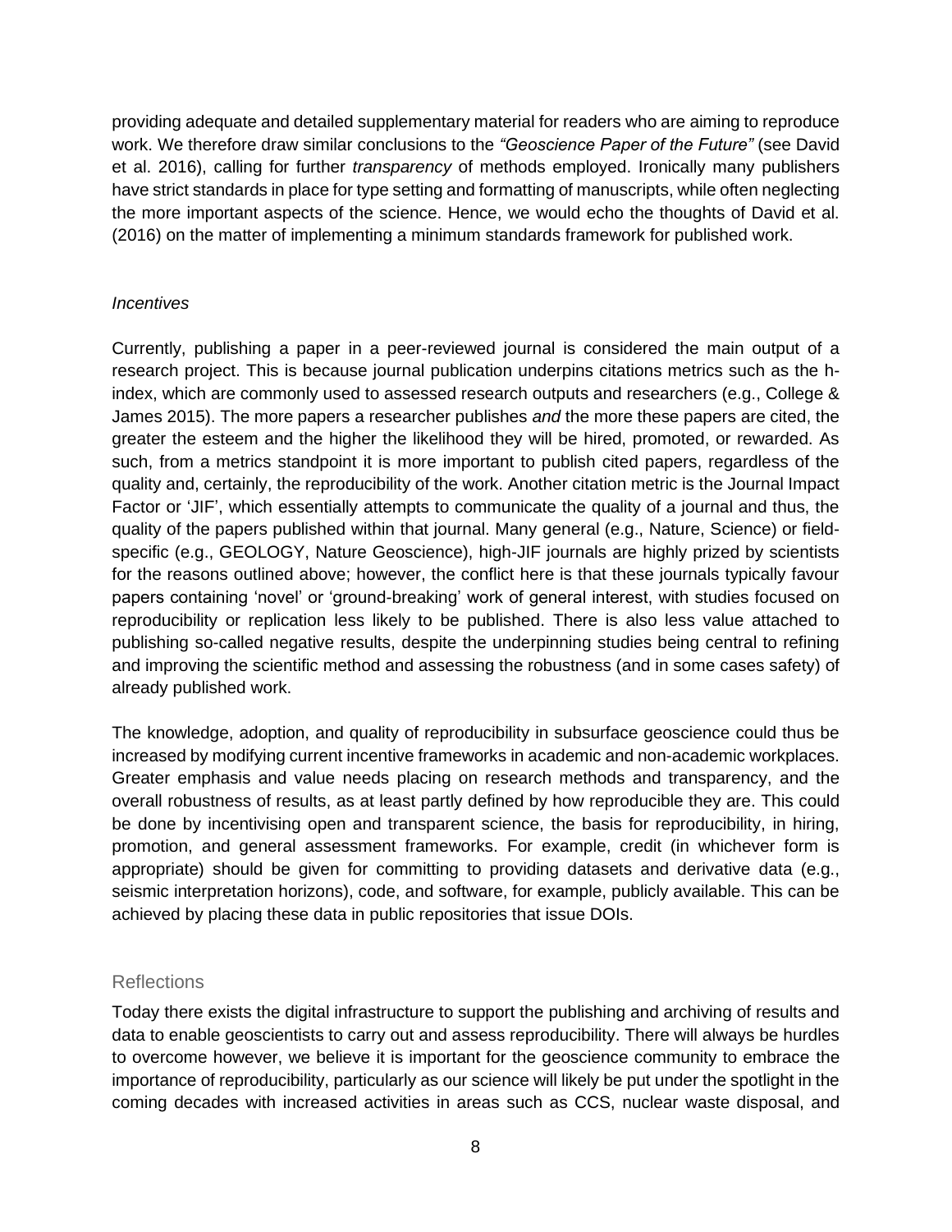providing adequate and detailed supplementary material for readers who are aiming to reproduce work. We therefore draw similar conclusions to the *"Geoscience Paper of the Future"* (see David et al. 2016), calling for further *transparency* of methods employed. Ironically many publishers have strict standards in place for type setting and formatting of manuscripts, while often neglecting the more important aspects of the science. Hence, we would echo the thoughts of David et al. (2016) on the matter of implementing a minimum standards framework for published work.

### *Incentives*

Currently, publishing a paper in a peer-reviewed journal is considered the main output of a research project. This is because journal publication underpins citations metrics such as the h-index, which are commonly used to assessed research outputs and researchers (e.g., College & James 2015). The more papers a researcher publishes *and* the more these papers are cited, the greater the esteem and the higher the likelihood they will be hired, promoted, or rewarded. As such, from a metrics standpoint it is more important to publish cited papers, regardless of the quality and, certainly, the reproducibility of the work. Another citation metric is the Journal Impact Factor or 'JIF', which essentially attempts to communicate the quality of a journal and thus, the quality of the papers published within that journal. Many general (e.g., Nature, Science) or field-specific (e.g., GEOLOGY, Nature Geoscience), high-JIF journals are highly prized by scientists for the reasons outlined above; however, the conflict here is that these journals typically favour papers containing 'novel' or 'ground-breaking' work of general interest, with studies focused on reproducibility or replication less likely to be published. There is also less value attached to publishing so-called negative results, despite the underpinning studies being central to refining and improving the scientific method and assessing the robustness (and in some cases safety) of already published work.

The knowledge, adoption, and quality of reproducibility in subsurface geoscience could thus be increased by modifying current incentive frameworks in academic and non-academic workplaces. Greater emphasis and value needs placing on research methods and transparency, and the overall robustness of results, as at least partly defined by how reproducible they are. This could be done by incentivising open and transparent science, the basis for reproducibility, in hiring, promotion, and general assessment frameworks. For example, credit (in whichever form is appropriate) should be given for committing to providing datasets and derivative data (e.g., seismic interpretation horizons), code, and software, for example, publicly available. This can be achieved by placing these data in public repositories that issue DOIs.

## Reflections

Today there exists the digital infrastructure to support the publishing and archiving of results and data to enable geoscientists to carry out and assess reproducibility. There will always be hurdles to overcome however, we believe it is important for the geoscience community to embrace the importance of reproducibility, particularly as our science will likely be put under the spotlight in the coming decades with increased activities in areas such as CCS, nuclear waste disposal, and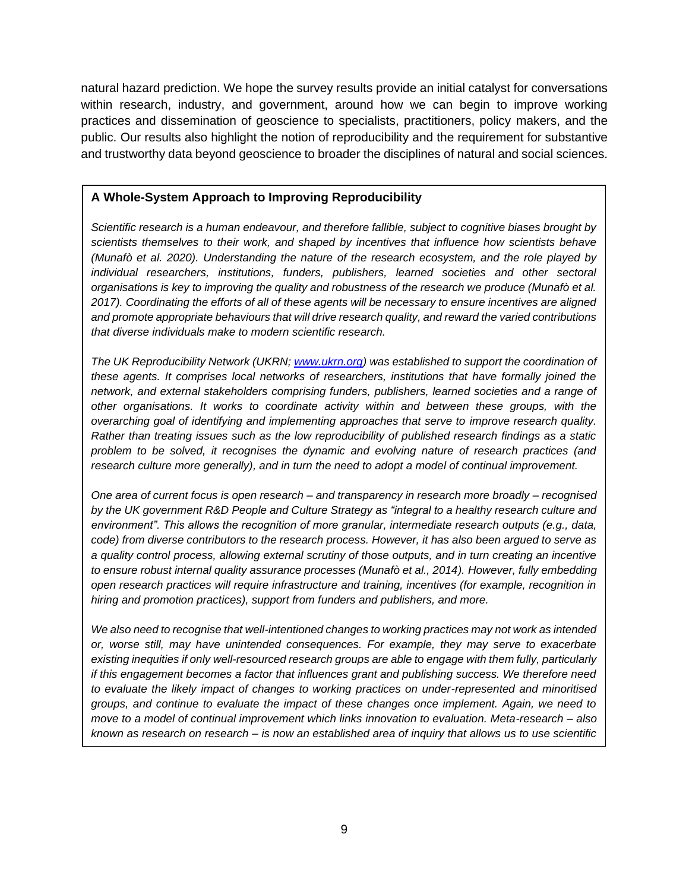natural hazard prediction. We hope the survey results provide an initial catalyst for conversations within research, industry, and government, around how we can begin to improve working practices and dissemination of geoscience to specialists, practitioners, policy makers, and the public. Our results also highlight the notion of reproducibility and the requirement for substantive and trustworthy data beyond geoscience to broader the disciplines of natural and social sciences.

**A Whole-System Approach to Improving Reproducibility**

*Scientific research is a human endeavour, and therefore fallible, subject to cognitive biases brought by scientists themselves to their work, and shaped by incentives that influence how scientists behave (Munafò et al. 2020). Understanding the nature of the research ecosystem, and the role played by individual researchers, institutions, funders, publishers, learned societies and other sectoral organisations is key to improving the quality and robustness of the research we produce (Munafò et al. 2017). Coordinating the efforts of all of these agents will be necessary to ensure incentives are aligned and promote appropriate behaviours that will drive research quality, and reward the varied contributions that diverse individuals make to modern scientific research.*

*The UK Reproducibility Network (UKRN; [www.ukrn.org](www.ukrn.org)) was established to support the coordination of these agents. It comprises local networks of researchers, institutions that have formally joined the network, and external stakeholders comprising funders, publishers, learned societies and a range of other organisations. It works to coordinate activity within and between these groups, with the overarching goal of identifying and implementing approaches that serve to improve research quality. Rather than treating issues such as the low reproducibility of published research findings as a static problem to be solved, it recognises the dynamic and evolving nature of research practices (and research culture more generally), and in turn the need to adopt a model of continual improvement.*

*One area of current focus is open research – and transparency in research more broadly – recognised by the UK government R&D People and Culture Strategy as "integral to a healthy research culture and environment". This allows the recognition of more granular, intermediate research outputs (e.g., data, code) from diverse contributors to the research process. However, it has also been argued to serve as a quality control process, allowing external scrutiny of those outputs, and in turn creating an incentive to ensure robust internal quality assurance processes (Munafò et al., 2014). However, fully embedding open research practices will require infrastructure and training, incentives (for example, recognition in hiring and promotion practices), support from funders and publishers, and more.*

*We also need to recognise that well-intentioned changes to working practices may not work as intended or, worse still, may have unintended consequences. For example, they may serve to exacerbate existing inequities if only well-resourced research groups are able to engage with them fully, particularly if this engagement becomes a factor that influences grant and publishing success. We therefore need to evaluate the likely impact of changes to working practices on under-represented and minoritised groups, and continue to evaluate the impact of these changes once implement. Again, we need to move to a model of continual improvement which links innovation to evaluation. Meta-research – also known as research on research – is now an established area of inquiry that allows us to use scientific*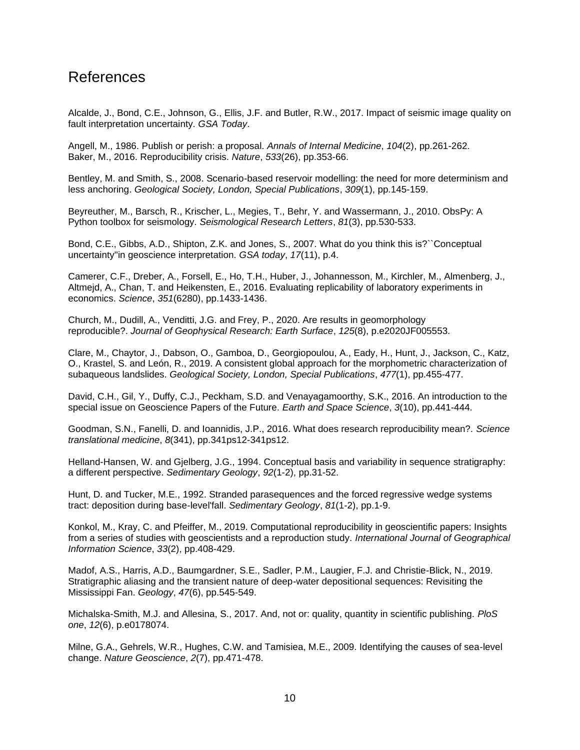# References

Alcalde, J., Bond, C.E., Johnson, G., Ellis, J.F. and Butler, R.W., 2017. Impact of seismic image quality on fault interpretation uncertainty. *GSA Today*.

Angell, M., 1986. Publish or perish: a proposal. *Annals of Internal Medicine*, *104*(2), pp.261-262.
Baker, M., 2016. Reproducibility crisis. *Nature*, *533*(26), pp.353-66.

Bentley, M. and Smith, S., 2008. Scenario-based reservoir modelling: the need for more determinism and less anchoring. *Geological Society, London, Special Publications*, *309*(1), pp.145-159.

Beyreuther, M., Barsch, R., Krischer, L., Megies, T., Behr, Y. and Wassermann, J., 2010. ObsPy: A Python toolbox for seismology. *Seismological Research Letters*, *81*(3), pp.530-533.

Bond, C.E., Gibbs, A.D., Shipton, Z.K. and Jones, S., 2007. What do you think this is?``Conceptual uncertainty''in geoscience interpretation. *GSA today*, *17*(11), p.4.

Camerer, C.F., Dreber, A., Forsell, E., Ho, T.H., Huber, J., Johannesson, M., Kirchler, M., Almenberg, J., Altmejd, A., Chan, T. and Heikensten, E., 2016. Evaluating replicability of laboratory experiments in economics. *Science*, *351*(6280), pp.1433-1436.

Church, M., Dudill, A., Venditti, J.G. and Frey, P., 2020. Are results in geomorphology reproducible?. *Journal of Geophysical Research: Earth Surface*, *125*(8), p.e2020JF005553.

Clare, M., Chaytor, J., Dabson, O., Gamboa, D., Georgiopoulou, A., Eady, H., Hunt, J., Jackson, C., Katz, O., Krastel, S. and León, R., 2019. A consistent global approach for the morphometric characterization of subaqueous landslides. *Geological Society, London, Special Publications*, *477*(1), pp.455-477.

David, C.H., Gil, Y., Duffy, C.J., Peckham, S.D. and Venayagamoorthy, S.K., 2016. An introduction to the special issue on Geoscience Papers of the Future. *Earth and Space Science*, *3*(10), pp.441-444.

Goodman, S.N., Fanelli, D. and Ioannidis, J.P., 2016. What does research reproducibility mean?. *Science translational medicine*, *8*(341), pp.341ps12-341ps12.

Helland-Hansen, W. and Gjelberg, J.G., 1994. Conceptual basis and variability in sequence stratigraphy: a different perspective. *Sedimentary Geology*, *92*(1-2), pp.31-52.

Hunt, D. and Tucker, M.E., 1992. Stranded parasequences and the forced regressive wedge systems tract: deposition during base-level'fall. *Sedimentary Geology*, *81*(1-2), pp.1-9.

Konkol, M., Kray, C. and Pfeiffer, M., 2019. Computational reproducibility in geoscientific papers: Insights from a series of studies with geoscientists and a reproduction study. *International Journal of Geographical Information Science*, *33*(2), pp.408-429.

Madof, A.S., Harris, A.D., Baumgardner, S.E., Sadler, P.M., Laugier, F.J. and Christie-Blick, N., 2019. Stratigraphic aliasing and the transient nature of deep-water depositional sequences: Revisiting the Mississippi Fan. *Geology*, *47*(6), pp.545-549.

Michalska-Smith, M.J. and Allesina, S., 2017. And, not or: quality, quantity in scientific publishing. *PloS one*, *12*(6), p.e0178074.

Milne, G.A., Gehrels, W.R., Hughes, C.W. and Tamisiea, M.E., 2009. Identifying the causes of sea-level change. *Nature Geoscience*, *2*(7), pp.471-478.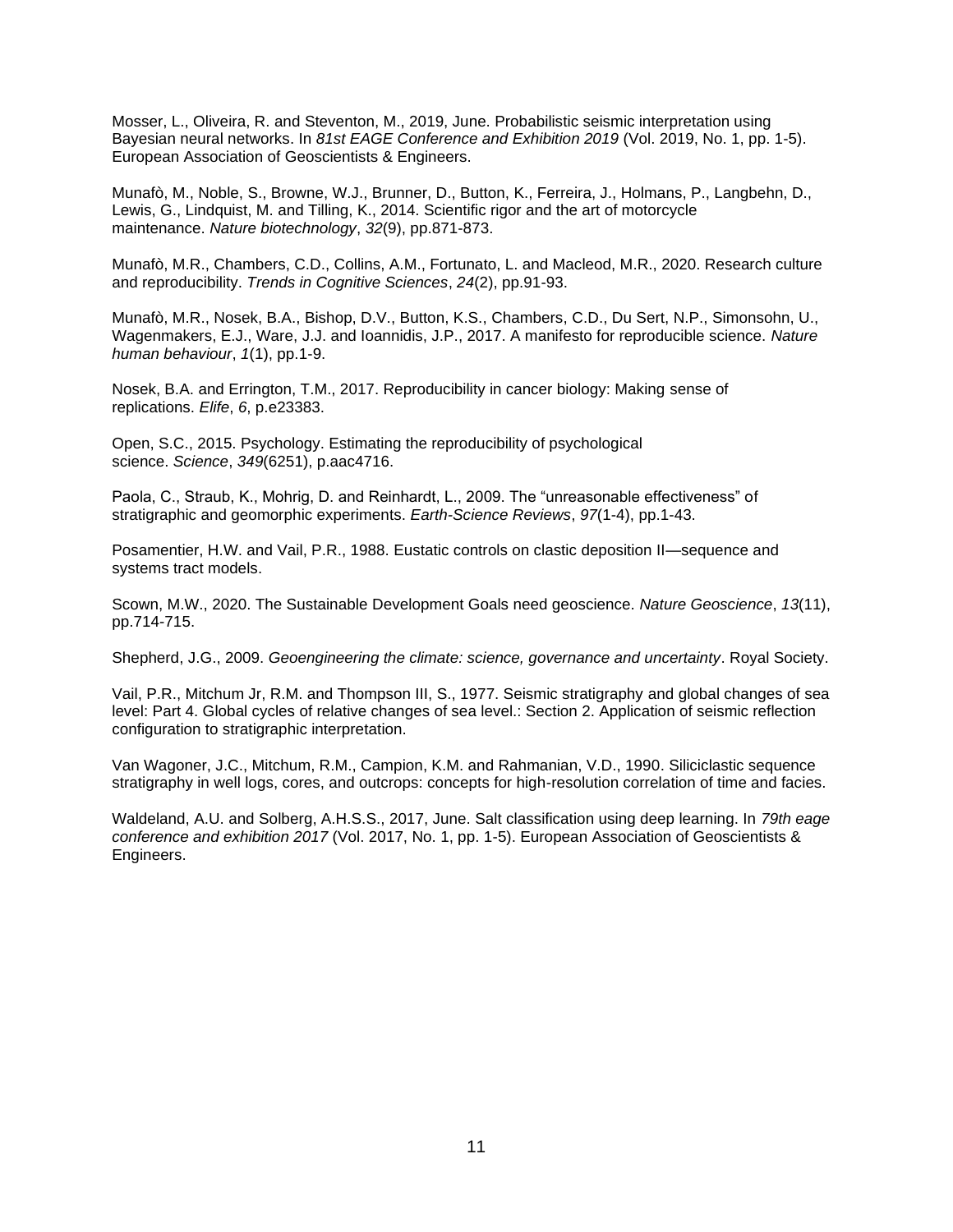Mosser, L., Oliveira, R. and Steventon, M., 2019, June. Probabilistic seismic interpretation using Bayesian neural networks. In *81st EAGE Conference and Exhibition 2019* (Vol. 2019, No. 1, pp. 1-5). European Association of Geoscientists & Engineers.

Munafò, M., Noble, S., Browne, W.J., Brunner, D., Button, K., Ferreira, J., Holmans, P., Langbehn, D., Lewis, G., Lindquist, M. and Tilling, K., 2014. Scientific rigor and the art of motorcycle maintenance. *Nature biotechnology*, *32*(9), pp.871-873.

Munafò, M.R., Chambers, C.D., Collins, A.M., Fortunato, L. and Macleod, M.R., 2020. Research culture and reproducibility. *Trends in Cognitive Sciences*, *24*(2), pp.91-93.

Munafò, M.R., Nosek, B.A., Bishop, D.V., Button, K.S., Chambers, C.D., Du Sert, N.P., Simonsohn, U., Wagenmakers, E.J., Ware, J.J. and Ioannidis, J.P., 2017. A manifesto for reproducible science. *Nature human behaviour*, *1*(1), pp.1-9.

Nosek, B.A. and Errington, T.M., 2017. Reproducibility in cancer biology: Making sense of replications. *Elife*, *6*, p.e23383.

Open, S.C., 2015. Psychology. Estimating the reproducibility of psychological science. *Science*, *349*(6251), p.aac4716.

Paola, C., Straub, K., Mohrig, D. and Reinhardt, L., 2009. The "unreasonable effectiveness" of stratigraphic and geomorphic experiments. *Earth-Science Reviews*, *97*(1-4), pp.1-43.

Posamentier, H.W. and Vail, P.R., 1988. Eustatic controls on clastic deposition II—sequence and systems tract models.

Scown, M.W., 2020. The Sustainable Development Goals need geoscience. *Nature Geoscience*, *13*(11), pp.714-715.

Shepherd, J.G., 2009. *Geoengineering the climate: science, governance and uncertainty*. Royal Society.

Vail, P.R., Mitchum Jr, R.M. and Thompson III, S., 1977. Seismic stratigraphy and global changes of sea level: Part 4. Global cycles of relative changes of sea level.: Section 2. Application of seismic reflection configuration to stratigraphic interpretation.

Van Wagoner, J.C., Mitchum, R.M., Campion, K.M. and Rahmanian, V.D., 1990. Siliciclastic sequence stratigraphy in well logs, cores, and outcrops: concepts for high-resolution correlation of time and facies.

Waldeland, A.U. and Solberg, A.H.S.S., 2017, June. Salt classification using deep learning. In *79th eage conference and exhibition 2017* (Vol. 2017, No. 1, pp. 1-5). European Association of Geoscientists & Engineers.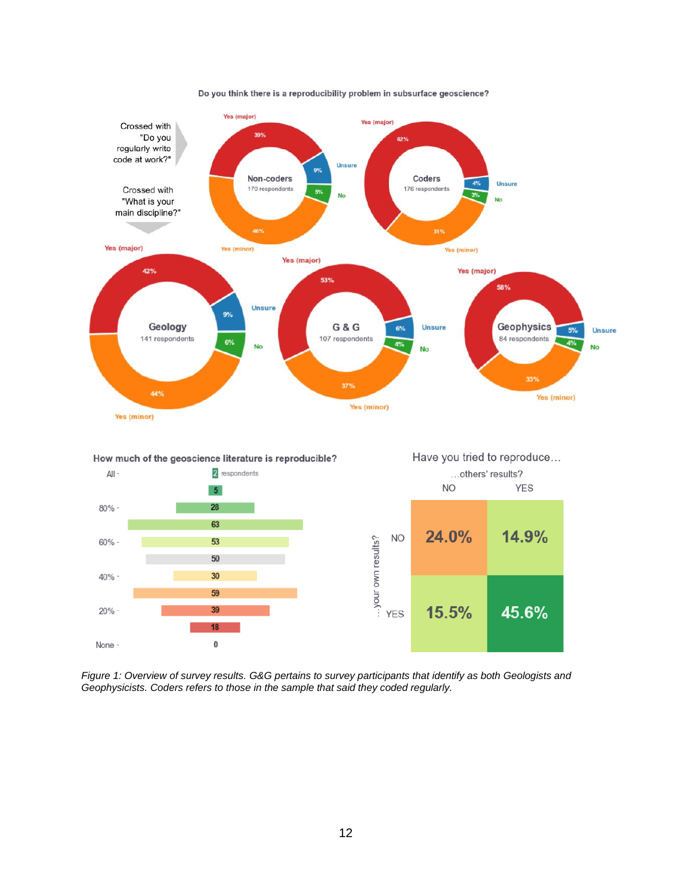*Figure 1: Overview of survey results. G&G pertains to survey participants that identify as both Geologists and Geophysicists. Coders refers to those in the sample that said they coded regularly.*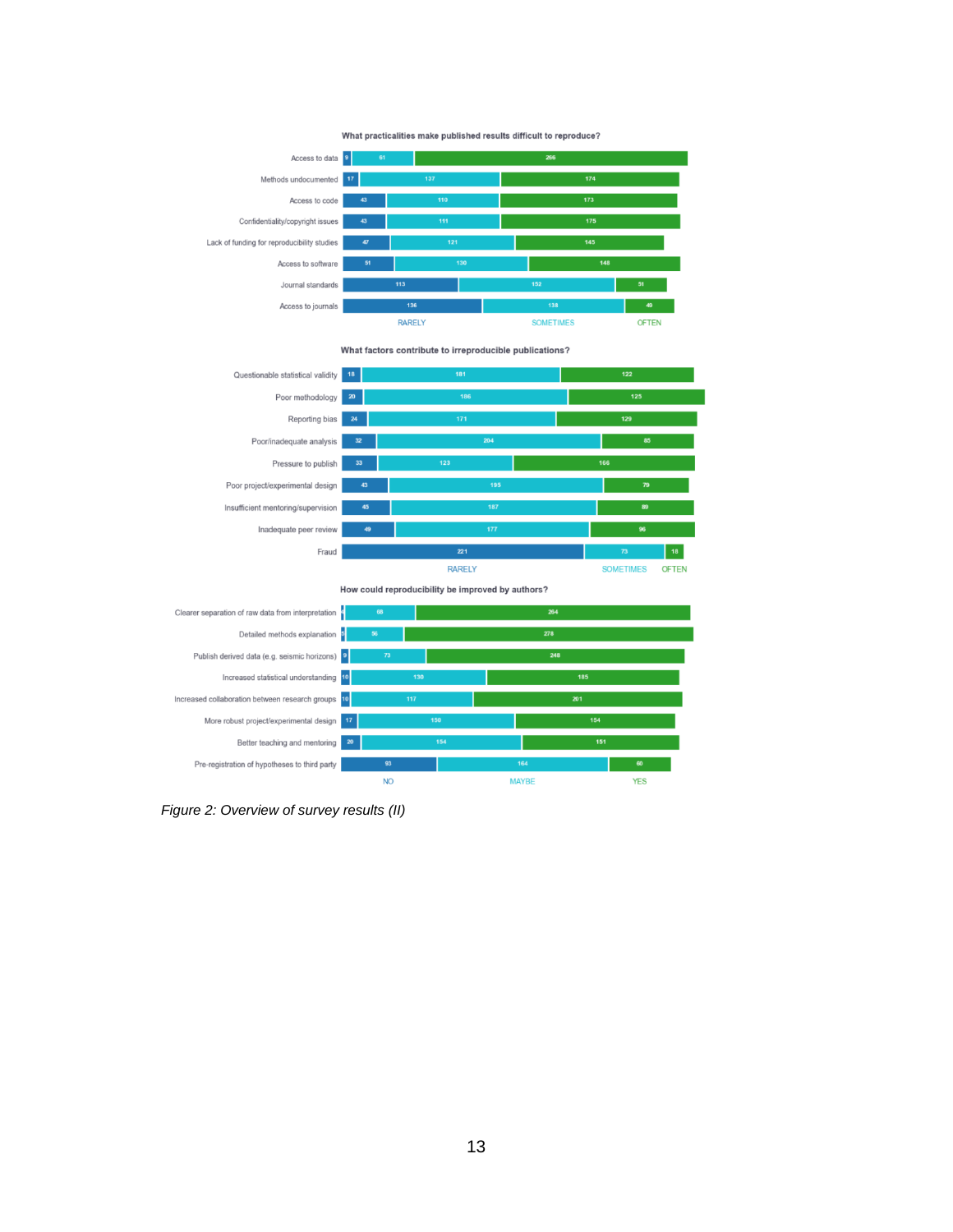**What practicalities make published results difficult to reproduce?**

| | RARELY | SOMETIMES | OFTEN |
|---|---|---|---|
| Access to data | 9 | 61 | 266 |
| Methods undocumented | 17 | 137 | 174 |
| Access to code | 43 | 110 | 173 |
| Confidentiality/copyright issues | 43 | 111 | 175 |
| Lack of funding for reproducibility studies | 47 | 121 | 145 |
| Access to software | 51 | 130 | 148 |
| Journal standards | 113 | 152 | 51 |
| Access to journals | 136 | 138 | 49 |

**What factors contribute to irreproducible publications?**

| | RARELY | SOMETIMES | OFTEN |
|---|---|---|---|
| Questionable statistical validity | 18 | 181 | 122 |
| Poor methodology | 20 | 186 | 125 |
| Reporting bias | 24 | 171 | 129 |
| Poor/inadequate analysis | 32 | 204 | 85 |
| Pressure to publish | 33 | 123 | 166 |
| Poor project/experimental design | 43 | 195 | 79 |
| Insufficient mentoring/supervision | 45 | 187 | 89 |
| Inadequate peer review | 49 | 177 | 96 |
| Fraud | 221 | 73 | 18 |

**How could reproducibility be improved by authors?**

| | NO | MAYBE | YES |
|---|---|---|---|
| Clearer separation of raw data from interpretation | | 68 | 264 |
| Detailed methods explanation | 3 | 56 | 278 |
| Publish derived data (e.g. seismic horizons) | 9 | 73 | 248 |
| Increased statistical understanding | 10 | 130 | 185 |
| Increased collaboration between research groups | 10 | 117 | 201 |
| More robust project/experimental design | 17 | 150 | 154 |
| Better teaching and mentoring | 20 | 154 | 151 |
| Pre-registration of hypotheses to third party | 93 | 164 | 60 |

*Figure 2: Overview of survey results (II)*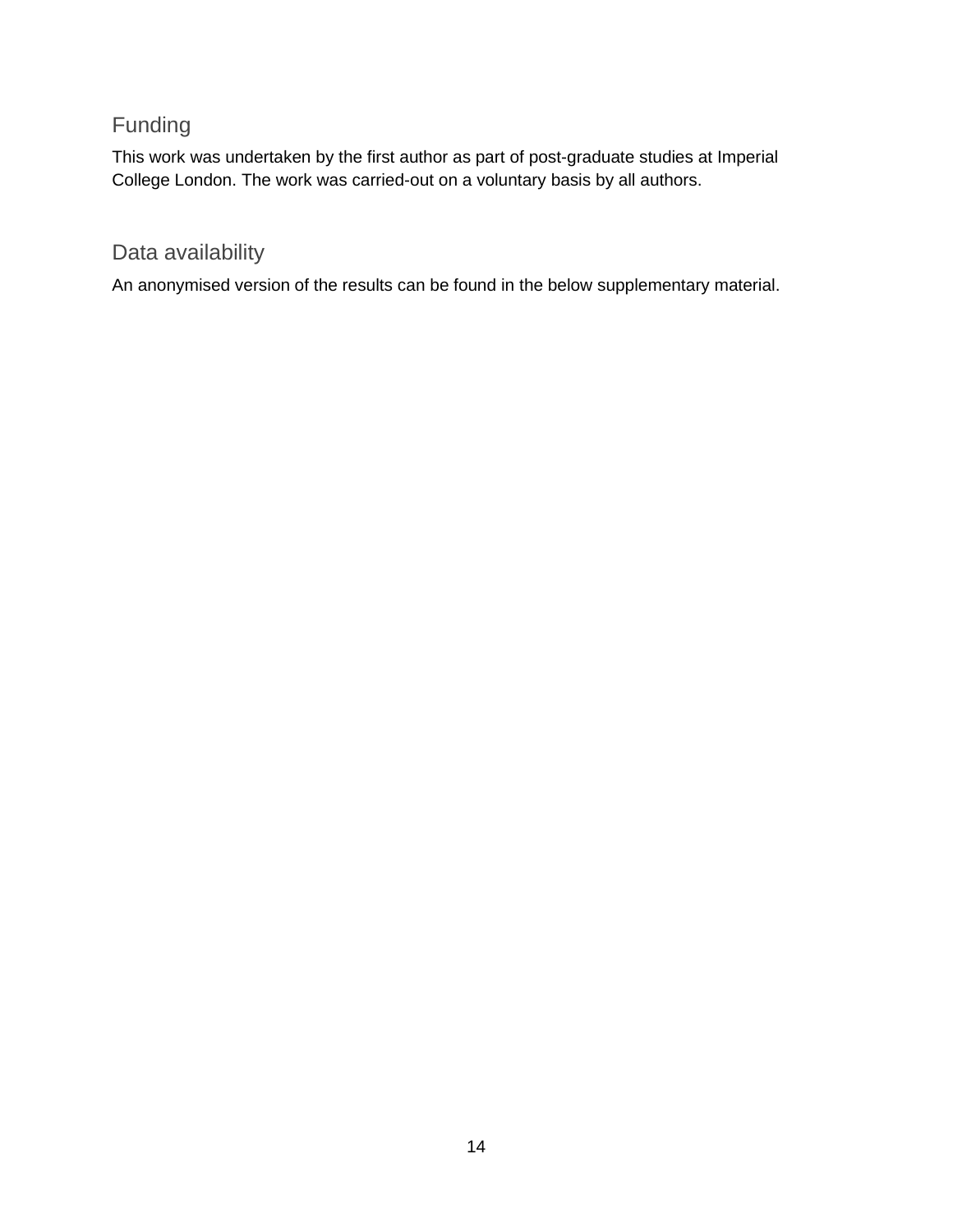## Funding

This work was undertaken by the first author as part of post-graduate studies at Imperial College London. The work was carried-out on a voluntary basis by all authors.

## Data availability

An anonymised version of the results can be found in the below supplementary material.